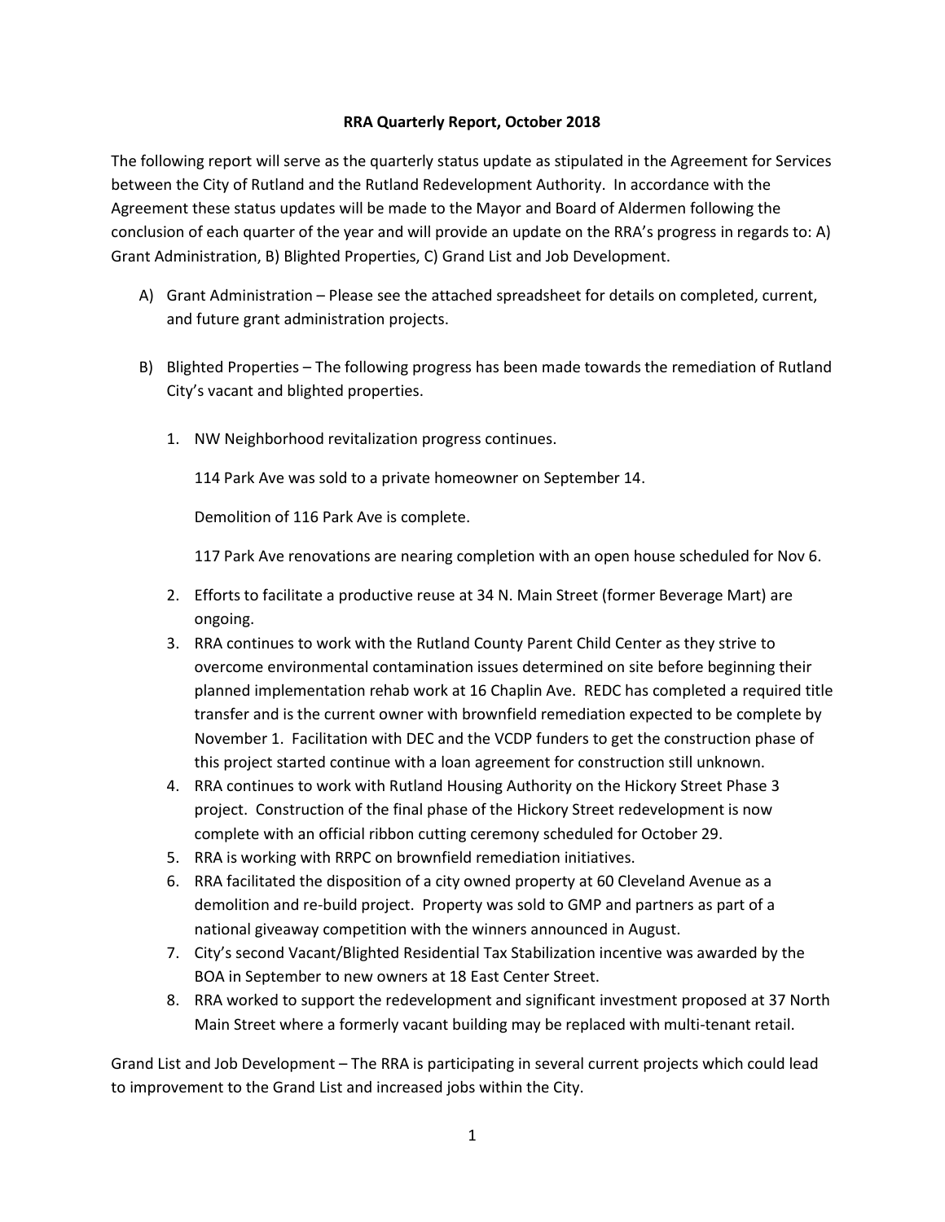**RRA Quarterly Report, October 2018**

The following report will serve as the quarterly status update as stipulated in the Agreement for Services between the City of Rutland and the Rutland Redevelopment Authority. In accordance with the Agreement these status updates will be made to the Mayor and Board of Aldermen following the conclusion of each quarter of the year and will provide an update on the RRA's progress in regards to: A) Grant Administration, B) Blighted Properties, C) Grand List and Job Development.

A) Grant Administration – Please see the attached spreadsheet for details on completed, current, and future grant administration projects.

B) Blighted Properties – The following progress has been made towards the remediation of Rutland City's vacant and blighted properties.

1. NW Neighborhood revitalization progress continues.

   114 Park Ave was sold to a private homeowner on September 14.

   Demolition of 116 Park Ave is complete.

   117 Park Ave renovations are nearing completion with an open house scheduled for Nov 6.

2. Efforts to facilitate a productive reuse at 34 N. Main Street (former Beverage Mart) are ongoing.
3. RRA continues to work with the Rutland County Parent Child Center as they strive to overcome environmental contamination issues determined on site before beginning their planned implementation rehab work at 16 Chaplin Ave. REDC has completed a required title transfer and is the current owner with brownfield remediation expected to be complete by November 1. Facilitation with DEC and the VCDP funders to get the construction phase of this project started continue with a loan agreement for construction still unknown.
4. RRA continues to work with Rutland Housing Authority on the Hickory Street Phase 3 project. Construction of the final phase of the Hickory Street redevelopment is now complete with an official ribbon cutting ceremony scheduled for October 29.
5. RRA is working with RRPC on brownfield remediation initiatives.
6. RRA facilitated the disposition of a city owned property at 60 Cleveland Avenue as a demolition and re-build project. Property was sold to GMP and partners as part of a national giveaway competition with the winners announced in August.
7. City's second Vacant/Blighted Residential Tax Stabilization incentive was awarded by the BOA in September to new owners at 18 East Center Street.
8. RRA worked to support the redevelopment and significant investment proposed at 37 North Main Street where a formerly vacant building may be replaced with multi-tenant retail.

Grand List and Job Development – The RRA is participating in several current projects which could lead to improvement to the Grand List and increased jobs within the City.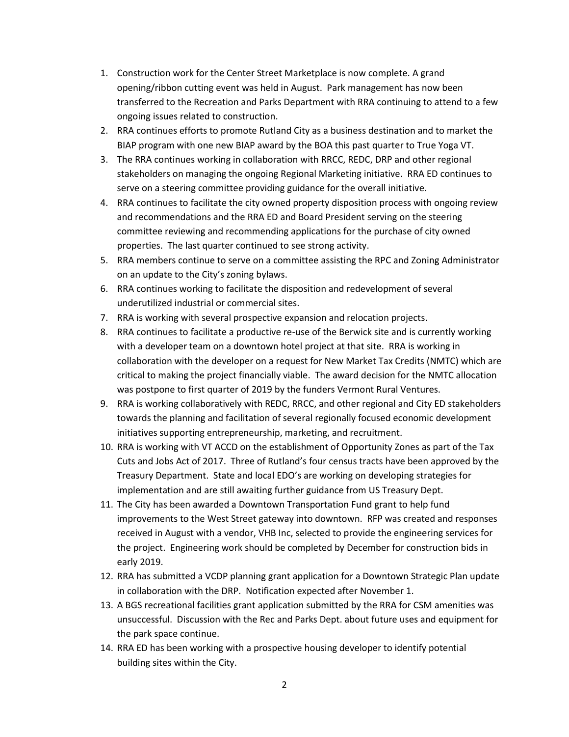1. Construction work for the Center Street Marketplace is now complete. A grand opening/ribbon cutting event was held in August. Park management has now been transferred to the Recreation and Parks Department with RRA continuing to attend to a few ongoing issues related to construction.
2. RRA continues efforts to promote Rutland City as a business destination and to market the BIAP program with one new BIAP award by the BOA this past quarter to True Yoga VT.
3. The RRA continues working in collaboration with RRCC, REDC, DRP and other regional stakeholders on managing the ongoing Regional Marketing initiative. RRA ED continues to serve on a steering committee providing guidance for the overall initiative.
4. RRA continues to facilitate the city owned property disposition process with ongoing review and recommendations and the RRA ED and Board President serving on the steering committee reviewing and recommending applications for the purchase of city owned properties. The last quarter continued to see strong activity.
5. RRA members continue to serve on a committee assisting the RPC and Zoning Administrator on an update to the City's zoning bylaws.
6. RRA continues working to facilitate the disposition and redevelopment of several underutilized industrial or commercial sites.
7. RRA is working with several prospective expansion and relocation projects.
8. RRA continues to facilitate a productive re-use of the Berwick site and is currently working with a developer team on a downtown hotel project at that site. RRA is working in collaboration with the developer on a request for New Market Tax Credits (NMTC) which are critical to making the project financially viable. The award decision for the NMTC allocation was postpone to first quarter of 2019 by the funders Vermont Rural Ventures.
9. RRA is working collaboratively with REDC, RRCC, and other regional and City ED stakeholders towards the planning and facilitation of several regionally focused economic development initiatives supporting entrepreneurship, marketing, and recruitment.
10. RRA is working with VT ACCD on the establishment of Opportunity Zones as part of the Tax Cuts and Jobs Act of 2017. Three of Rutland's four census tracts have been approved by the Treasury Department. State and local EDO's are working on developing strategies for implementation and are still awaiting further guidance from US Treasury Dept.
11. The City has been awarded a Downtown Transportation Fund grant to help fund improvements to the West Street gateway into downtown. RFP was created and responses received in August with a vendor, VHB Inc, selected to provide the engineering services for the project. Engineering work should be completed by December for construction bids in early 2019.
12. RRA has submitted a VCDP planning grant application for a Downtown Strategic Plan update in collaboration with the DRP. Notification expected after November 1.
13. A BGS recreational facilities grant application submitted by the RRA for CSM amenities was unsuccessful. Discussion with the Rec and Parks Dept. about future uses and equipment for the park space continue.
14. RRA ED has been working with a prospective housing developer to identify potential building sites within the City.